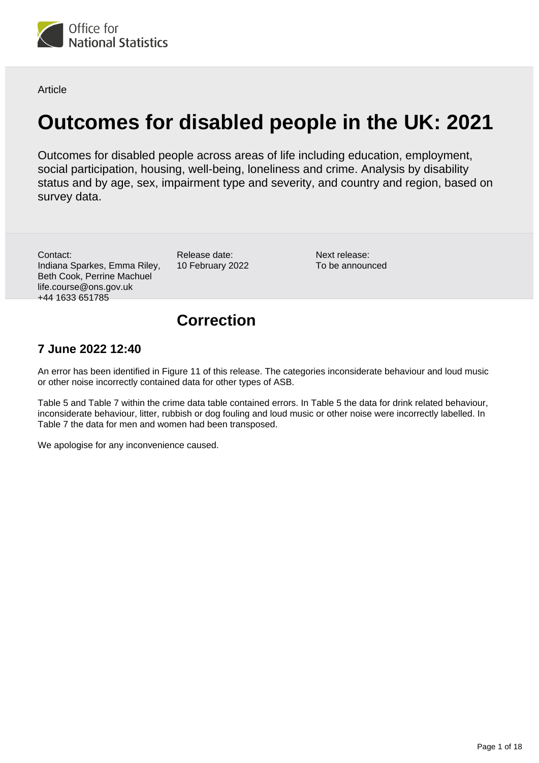Article

# Outcomes for disabled people in the UK: 2021

Outcomes for disabled people across areas of life including education, employment, social participation, housing, well-being, loneliness and crime. Analysis by disability status and by age, sex, impairment type and severity, and country and region, based on survey data.

Contact:
Indiana Sparkes, Emma Riley, Beth Cook, Perrine Machuel
life.course@ons.gov.uk
+44 1633 651785

Release date:
10 February 2022

Next release:
To be announced

## Correction

### 7 June 2022 12:40

An error has been identified in Figure 11 of this release. The categories inconsiderate behaviour and loud music or other noise incorrectly contained data for other types of ASB.

Table 5 and Table 7 within the crime data table contained errors. In Table 5 the data for drink related behaviour, inconsiderate behaviour, litter, rubbish or dog fouling and loud music or other noise were incorrectly labelled. In Table 7 the data for men and women had been transposed.

We apologise for any inconvenience caused.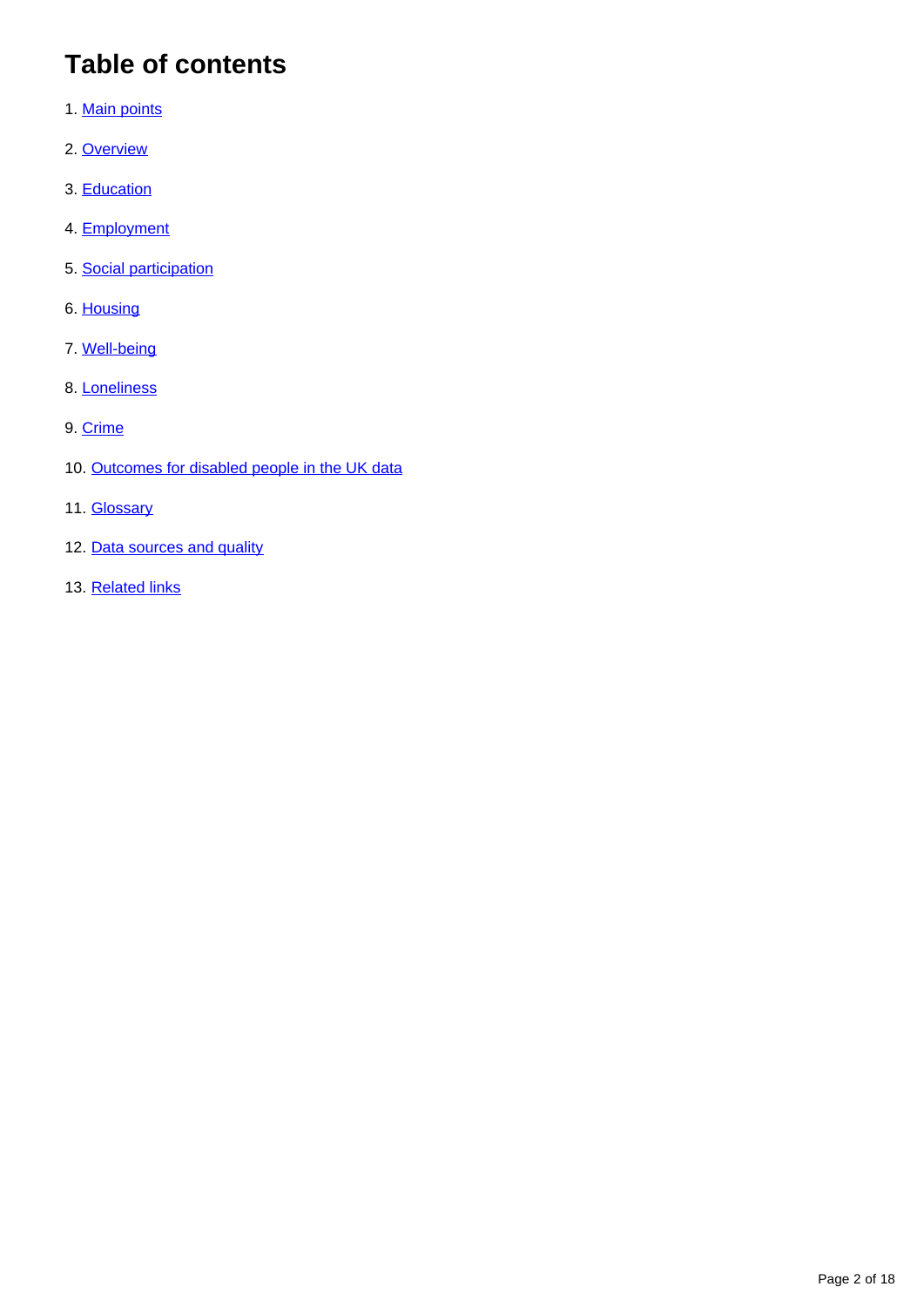## Table of contents

1. Main points
2. Overview
3. Education
4. Employment
5. Social participation
6. Housing
7. Well-being
8. Loneliness
9. Crime
10. Outcomes for disabled people in the UK data
11. Glossary
12. Data sources and quality
13. Related links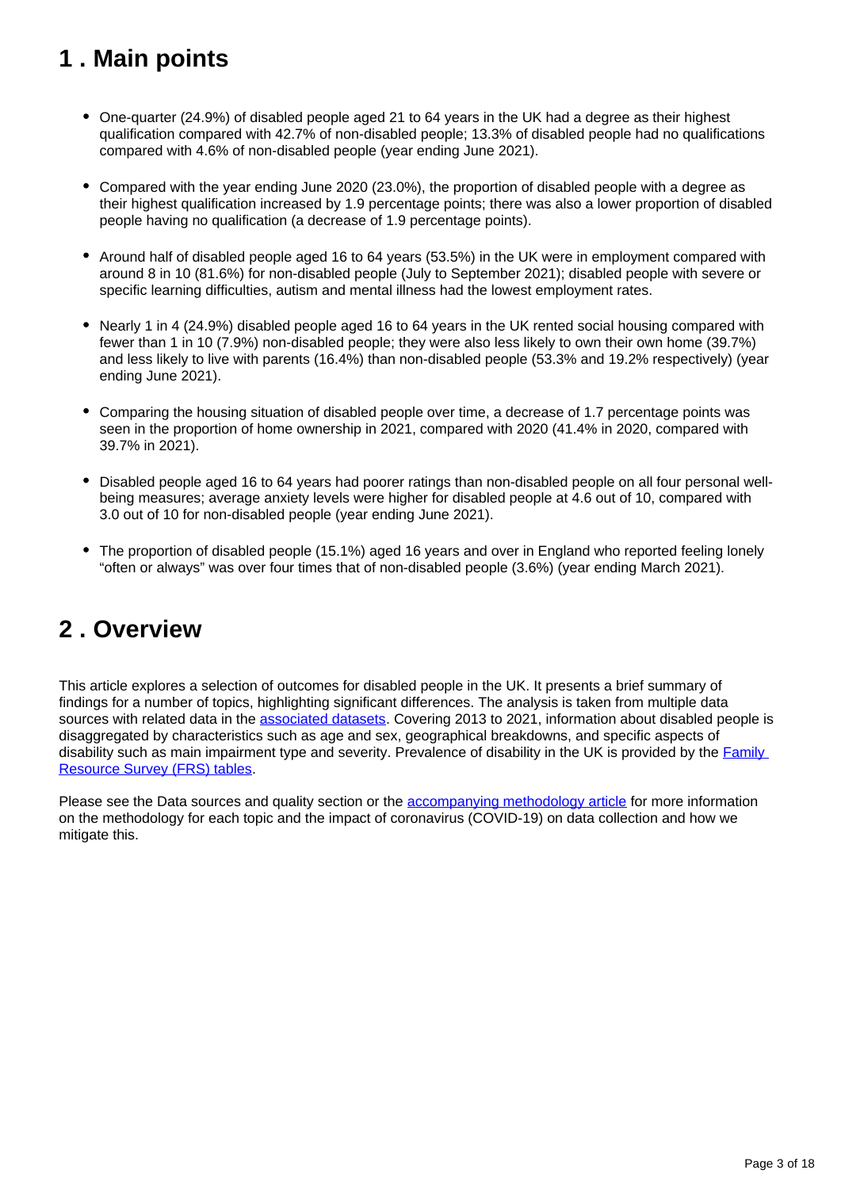## 1 . Main points

- One-quarter (24.9%) of disabled people aged 21 to 64 years in the UK had a degree as their highest qualification compared with 42.7% of non-disabled people; 13.3% of disabled people had no qualifications compared with 4.6% of non-disabled people (year ending June 2021).
- Compared with the year ending June 2020 (23.0%), the proportion of disabled people with a degree as their highest qualification increased by 1.9 percentage points; there was also a lower proportion of disabled people having no qualification (a decrease of 1.9 percentage points).
- Around half of disabled people aged 16 to 64 years (53.5%) in the UK were in employment compared with around 8 in 10 (81.6%) for non-disabled people (July to September 2021); disabled people with severe or specific learning difficulties, autism and mental illness had the lowest employment rates.
- Nearly 1 in 4 (24.9%) disabled people aged 16 to 64 years in the UK rented social housing compared with fewer than 1 in 10 (7.9%) non-disabled people; they were also less likely to own their own home (39.7%) and less likely to live with parents (16.4%) than non-disabled people (53.3% and 19.2% respectively) (year ending June 2021).
- Comparing the housing situation of disabled people over time, a decrease of 1.7 percentage points was seen in the proportion of home ownership in 2021, compared with 2020 (41.4% in 2020, compared with 39.7% in 2021).
- Disabled people aged 16 to 64 years had poorer ratings than non-disabled people on all four personal well-being measures; average anxiety levels were higher for disabled people at 4.6 out of 10, compared with 3.0 out of 10 for non-disabled people (year ending June 2021).
- The proportion of disabled people (15.1%) aged 16 years and over in England who reported feeling lonely "often or always" was over four times that of non-disabled people (3.6%) (year ending March 2021).

## 2 . Overview

This article explores a selection of outcomes for disabled people in the UK. It presents a brief summary of findings for a number of topics, highlighting significant differences. The analysis is taken from multiple data sources with related data in the associated datasets. Covering 2013 to 2021, information about disabled people is disaggregated by characteristics such as age and sex, geographical breakdowns, and specific aspects of disability such as main impairment type and severity. Prevalence of disability in the UK is provided by the Family Resource Survey (FRS) tables.

Please see the Data sources and quality section or the accompanying methodology article for more information on the methodology for each topic and the impact of coronavirus (COVID-19) on data collection and how we mitigate this.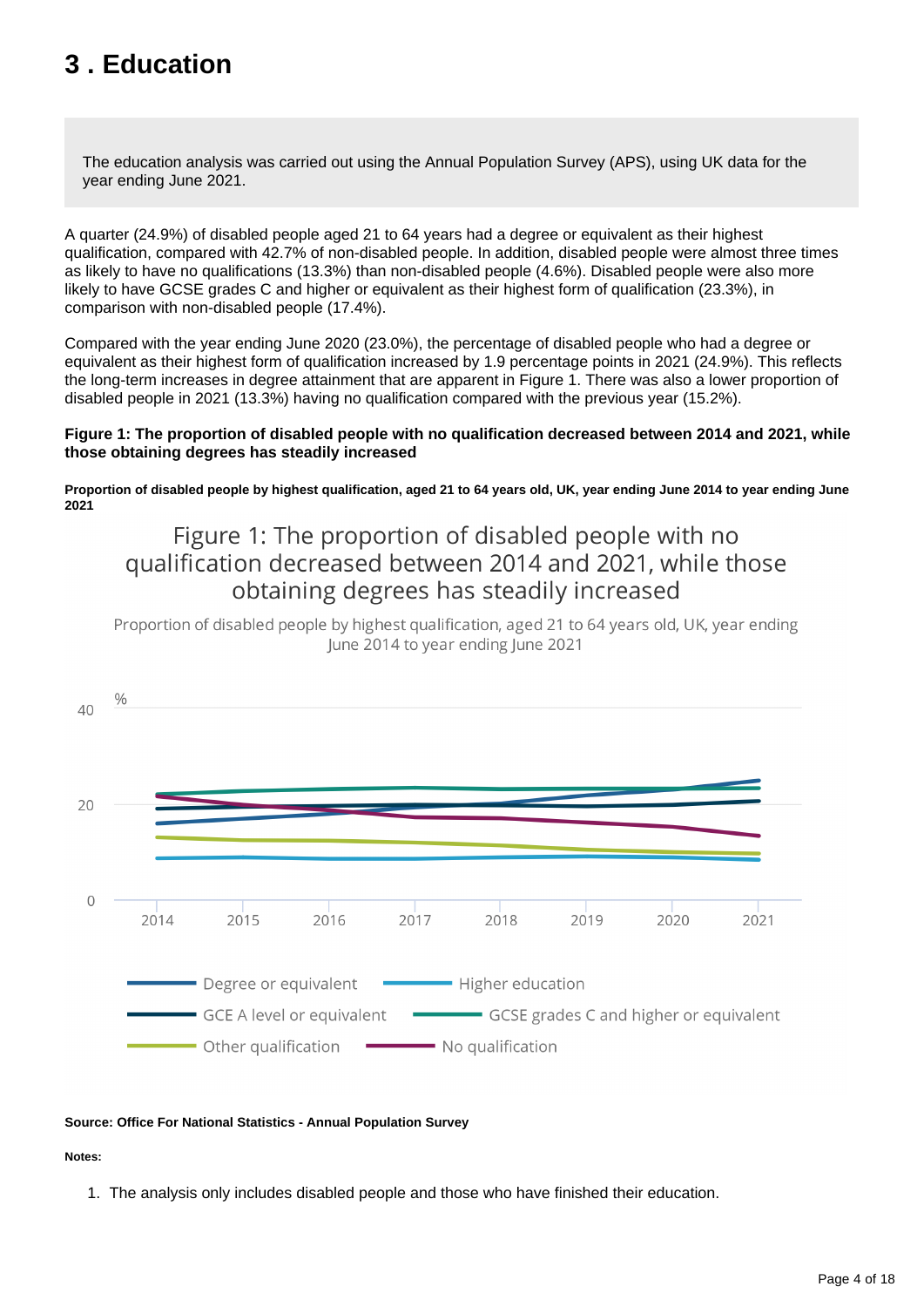# 3 . Education

The education analysis was carried out using the Annual Population Survey (APS), using UK data for the year ending June 2021.

A quarter (24.9%) of disabled people aged 21 to 64 years had a degree or equivalent as their highest qualification, compared with 42.7% of non-disabled people. In addition, disabled people were almost three times as likely to have no qualifications (13.3%) than non-disabled people (4.6%). Disabled people were also more likely to have GCSE grades C and higher or equivalent as their highest form of qualification (23.3%), in comparison with non-disabled people (17.4%).

Compared with the year ending June 2020 (23.0%), the percentage of disabled people who had a degree or equivalent as their highest form of qualification increased by 1.9 percentage points in 2021 (24.9%). This reflects the long-term increases in degree attainment that are apparent in Figure 1. There was also a lower proportion of disabled people in 2021 (13.3%) having no qualification compared with the previous year (15.2%).

**Figure 1: The proportion of disabled people with no qualification decreased between 2014 and 2021, while those obtaining degrees has steadily increased**

**Proportion of disabled people by highest qualification, aged 21 to 64 years old, UK, year ending June 2014 to year ending June 2021**

Figure 1: The proportion of disabled people with no qualification decreased between 2014 and 2021, while those obtaining degrees has steadily increased

Proportion of disabled people by highest qualification, aged 21 to 64 years old, UK, year ending June 2014 to year ending June 2021

%

Legend: Degree or equivalent; Higher education; GCE A level or equivalent; GCSE grades C and higher or equivalent; Other qualification; No qualification

**Source: Office For National Statistics - Annual Population Survey**

**Notes:**

1. The analysis only includes disabled people and those who have finished their education.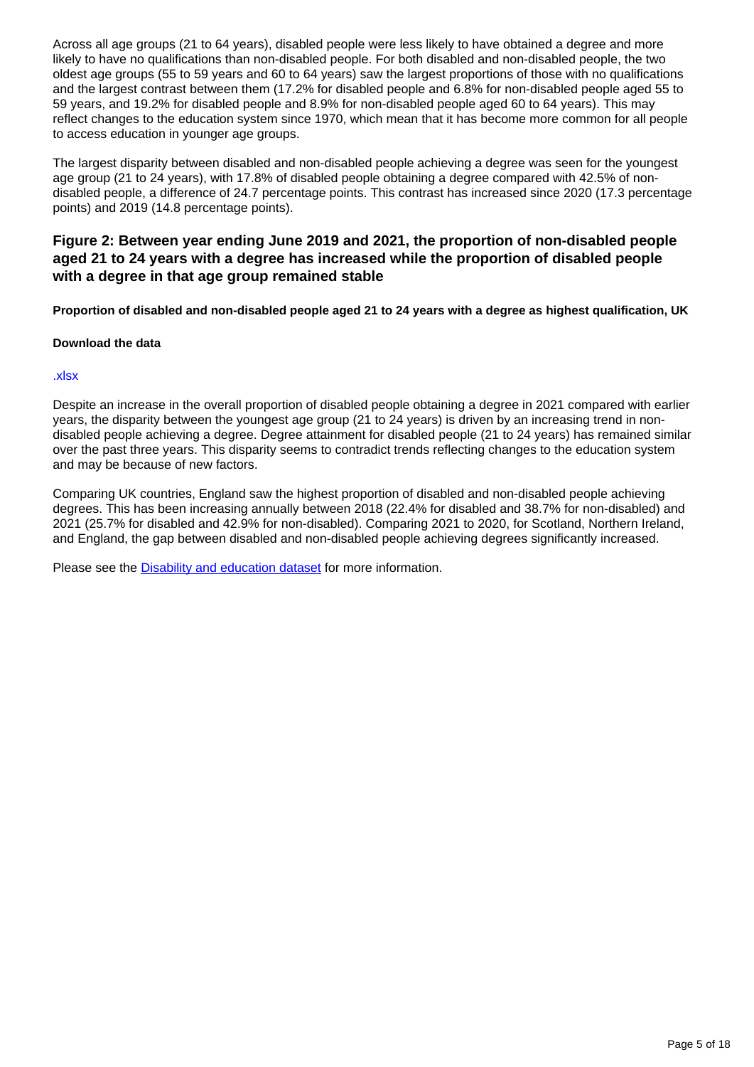Across all age groups (21 to 64 years), disabled people were less likely to have obtained a degree and more likely to have no qualifications than non-disabled people. For both disabled and non-disabled people, the two oldest age groups (55 to 59 years and 60 to 64 years) saw the largest proportions of those with no qualifications and the largest contrast between them (17.2% for disabled people and 6.8% for non-disabled people aged 55 to 59 years, and 19.2% for disabled people and 8.9% for non-disabled people aged 60 to 64 years). This may reflect changes to the education system since 1970, which mean that it has become more common for all people to access education in younger age groups.

The largest disparity between disabled and non-disabled people achieving a degree was seen for the youngest age group (21 to 24 years), with 17.8% of disabled people obtaining a degree compared with 42.5% of non-disabled people, a difference of 24.7 percentage points. This contrast has increased since 2020 (17.3 percentage points) and 2019 (14.8 percentage points).

### Figure 2: Between year ending June 2019 and 2021, the proportion of non-disabled people aged 21 to 24 years with a degree has increased while the proportion of disabled people with a degree in that age group remained stable

**Proportion of disabled and non-disabled people aged 21 to 24 years with a degree as highest qualification, UK**

**Download the data**

.xlsx

Despite an increase in the overall proportion of disabled people obtaining a degree in 2021 compared with earlier years, the disparity between the youngest age group (21 to 24 years) is driven by an increasing trend in non-disabled people achieving a degree. Degree attainment for disabled people (21 to 24 years) has remained similar over the past three years. This disparity seems to contradict trends reflecting changes to the education system and may be because of new factors.

Comparing UK countries, England saw the highest proportion of disabled and non-disabled people achieving degrees. This has been increasing annually between 2018 (22.4% for disabled and 38.7% for non-disabled) and 2021 (25.7% for disabled and 42.9% for non-disabled). Comparing 2021 to 2020, for Scotland, Northern Ireland, and England, the gap between disabled and non-disabled people achieving degrees significantly increased.

Please see the Disability and education dataset for more information.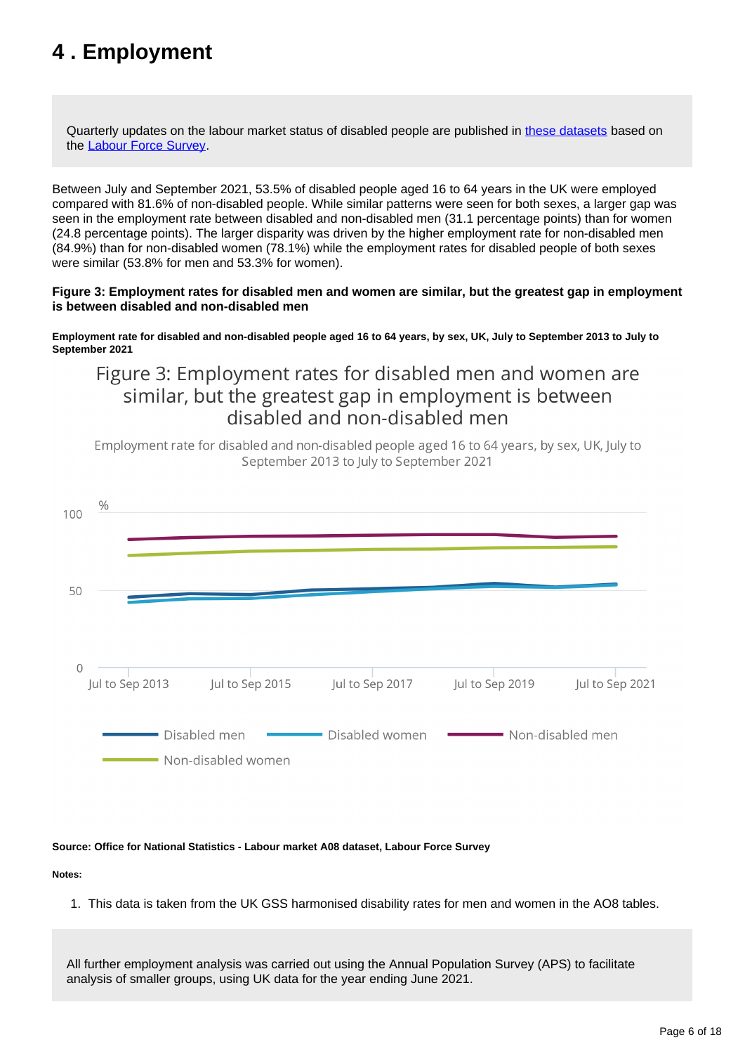# 4 . Employment

Quarterly updates on the labour market status of disabled people are published in these datasets based on the Labour Force Survey.

Between July and September 2021, 53.5% of disabled people aged 16 to 64 years in the UK were employed compared with 81.6% of non-disabled people. While similar patterns were seen for both sexes, a larger gap was seen in the employment rate between disabled and non-disabled men (31.1 percentage points) than for women (24.8 percentage points). The larger disparity was driven by the higher employment rate for non-disabled men (84.9%) than for non-disabled women (78.1%) while the employment rates for disabled people of both sexes were similar (53.8% for men and 53.3% for women).

**Figure 3: Employment rates for disabled men and women are similar, but the greatest gap in employment is between disabled and non-disabled men**

**Employment rate for disabled and non-disabled people aged 16 to 64 years, by sex, UK, July to September 2013 to July to September 2021**

Figure 3: Employment rates for disabled men and women are similar, but the greatest gap in employment is between disabled and non-disabled men

Employment rate for disabled and non-disabled people aged 16 to 64 years, by sex, UK, July to September 2013 to July to September 2021

**Source: Office for National Statistics - Labour market A08 dataset, Labour Force Survey**

**Notes:**

1. This data is taken from the UK GSS harmonised disability rates for men and women in the AO8 tables.

All further employment analysis was carried out using the Annual Population Survey (APS) to facilitate analysis of smaller groups, using UK data for the year ending June 2021.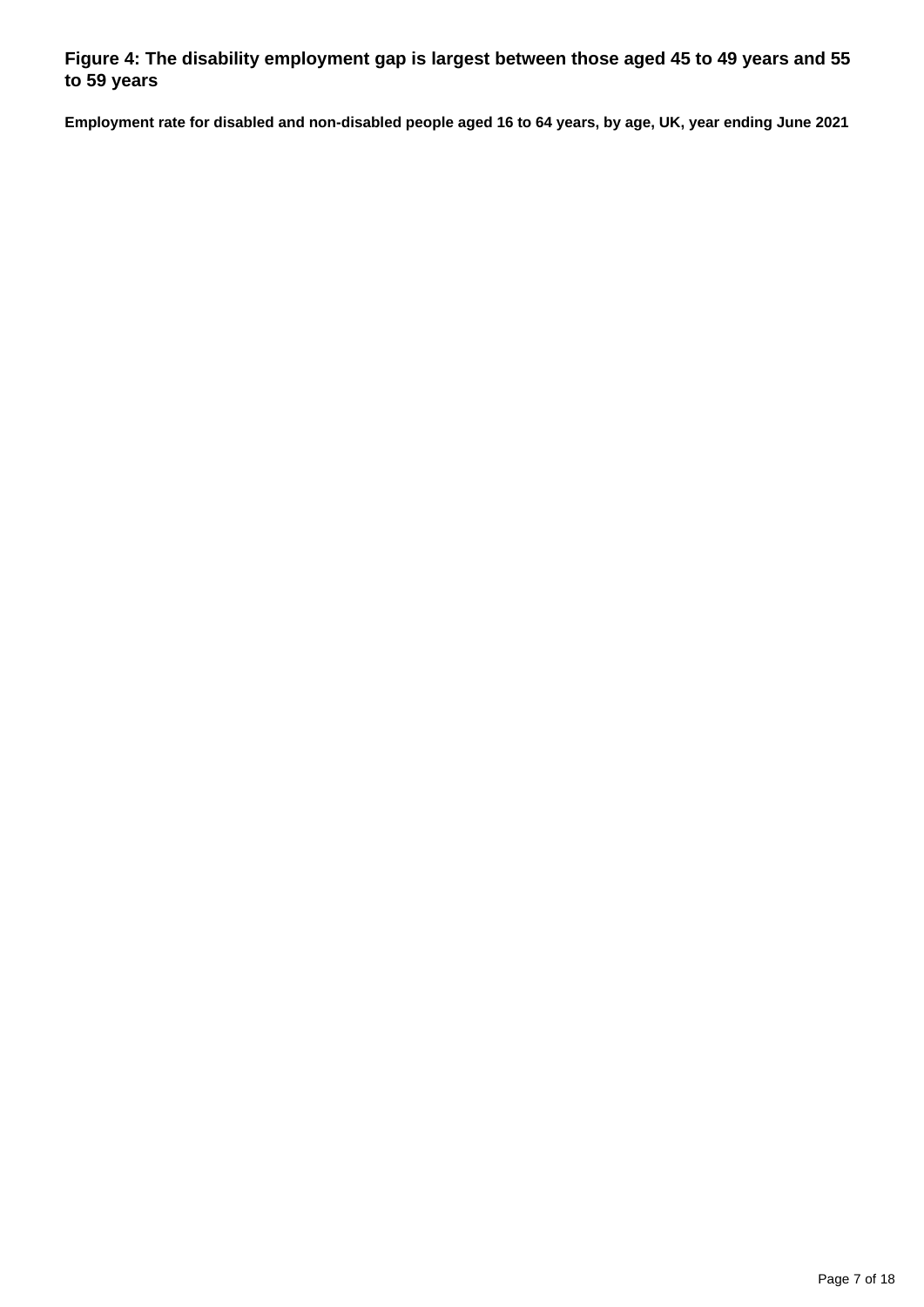### Figure 4: The disability employment gap is largest between those aged 45 to 49 years and 55 to 59 years

**Employment rate for disabled and non-disabled people aged 16 to 64 years, by age, UK, year ending June 2021**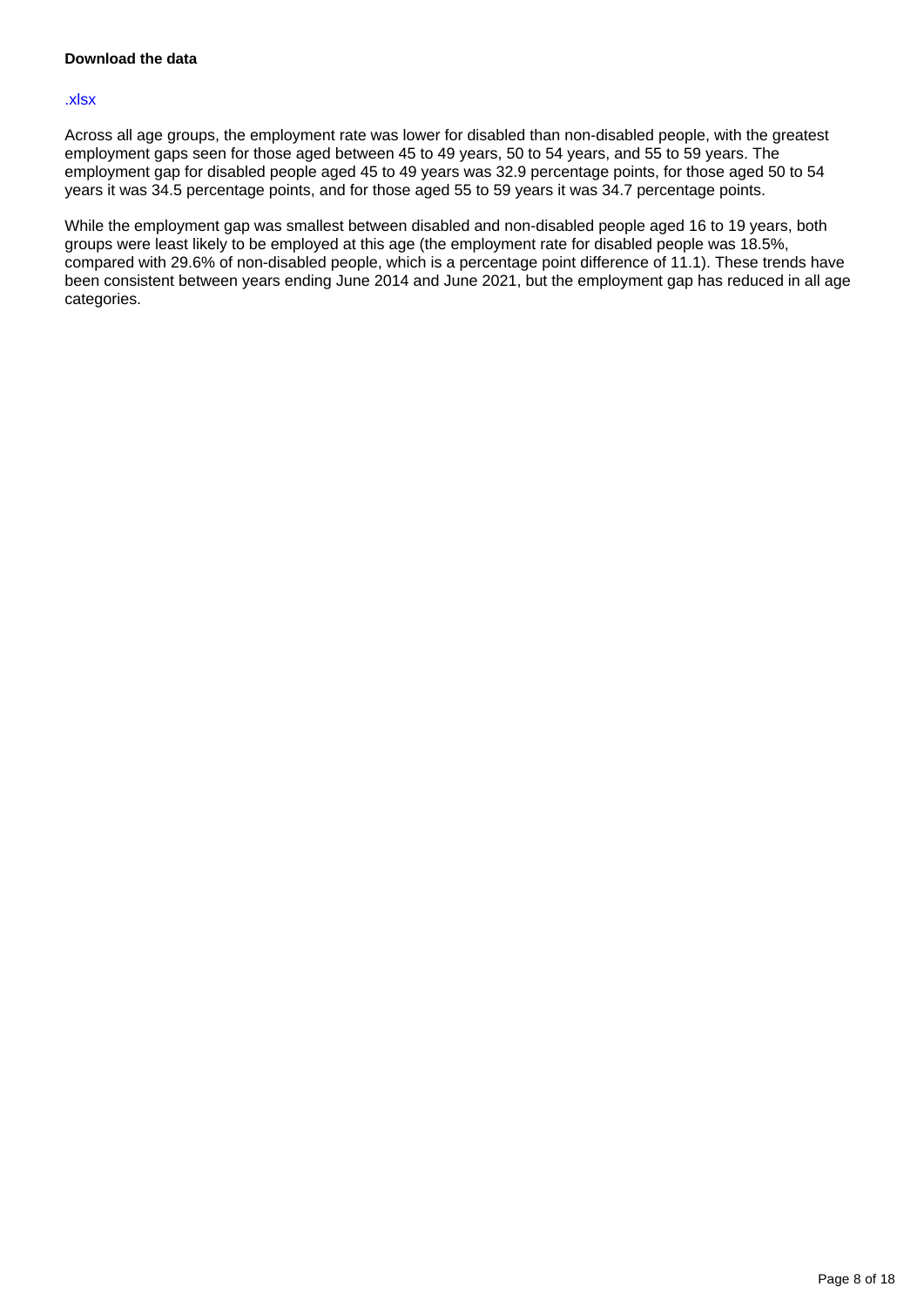**Download the data**

.xlsx

Across all age groups, the employment rate was lower for disabled than non-disabled people, with the greatest employment gaps seen for those aged between 45 to 49 years, 50 to 54 years, and 55 to 59 years. The employment gap for disabled people aged 45 to 49 years was 32.9 percentage points, for those aged 50 to 54 years it was 34.5 percentage points, and for those aged 55 to 59 years it was 34.7 percentage points.

While the employment gap was smallest between disabled and non-disabled people aged 16 to 19 years, both groups were least likely to be employed at this age (the employment rate for disabled people was 18.5%, compared with 29.6% of non-disabled people, which is a percentage point difference of 11.1). These trends have been consistent between years ending June 2014 and June 2021, but the employment gap has reduced in all age categories.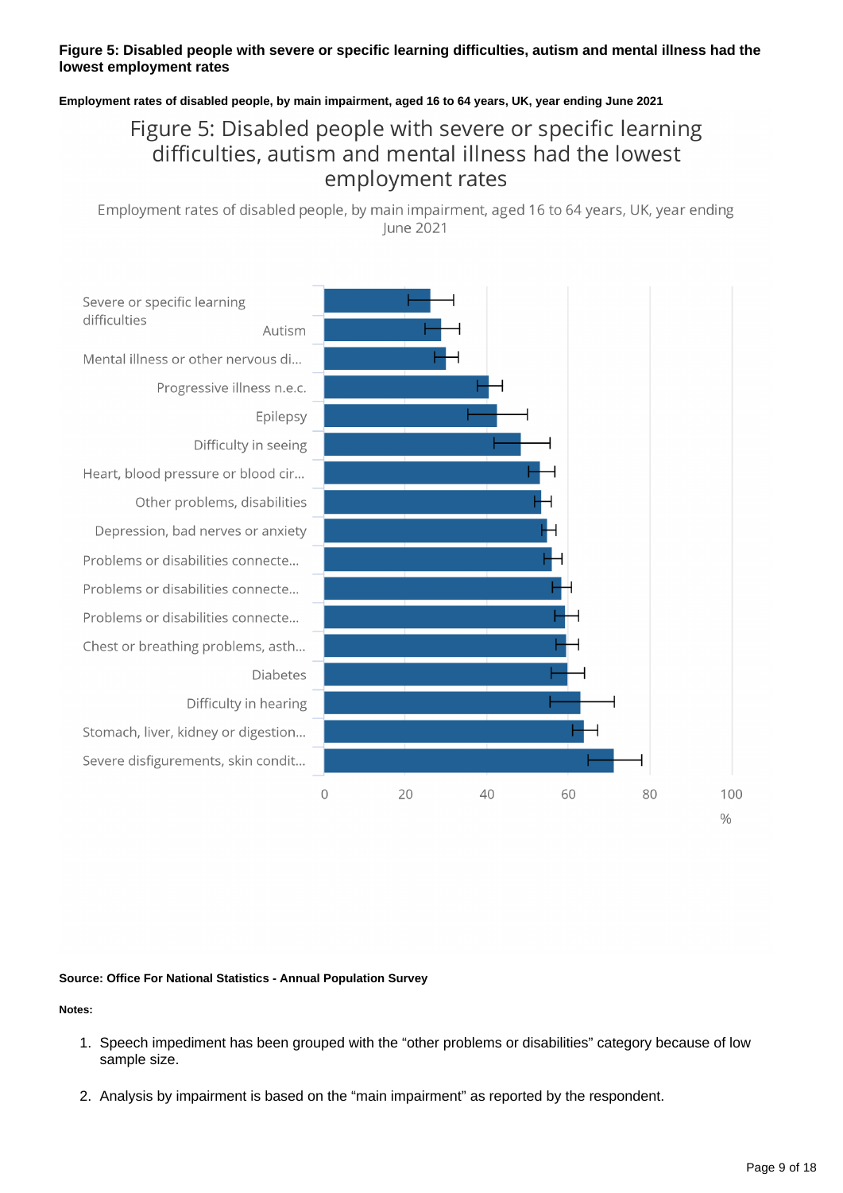**Figure 5: Disabled people with severe or specific learning difficulties, autism and mental illness had the lowest employment rates**

**Employment rates of disabled people, by main impairment, aged 16 to 64 years, UK, year ending June 2021**

Figure 5: Disabled people with severe or specific learning difficulties, autism and mental illness had the lowest employment rates

Employment rates of disabled people, by main impairment, aged 16 to 64 years, UK, year ending June 2021

Severe or specific learning difficulties
Autism
Mental illness or other nervous di...
Progressive illness n.e.c.
Epilepsy
Difficulty in seeing
Heart, blood pressure or blood cir...
Other problems, disabilities
Depression, bad nerves or anxiety
Problems or disabilities connecte...
Problems or disabilities connecte...
Problems or disabilities connecte...
Chest or breathing problems, asth...
Diabetes
Difficulty in hearing
Stomach, liver, kidney or digestion...
Severe disfigurements, skin condit...

0 20 40 60 80 100
%

**Source: Office For National Statistics - Annual Population Survey**

**Notes:**

1. Speech impediment has been grouped with the “other problems or disabilities” category because of low sample size.

2. Analysis by impairment is based on the “main impairment” as reported by the respondent.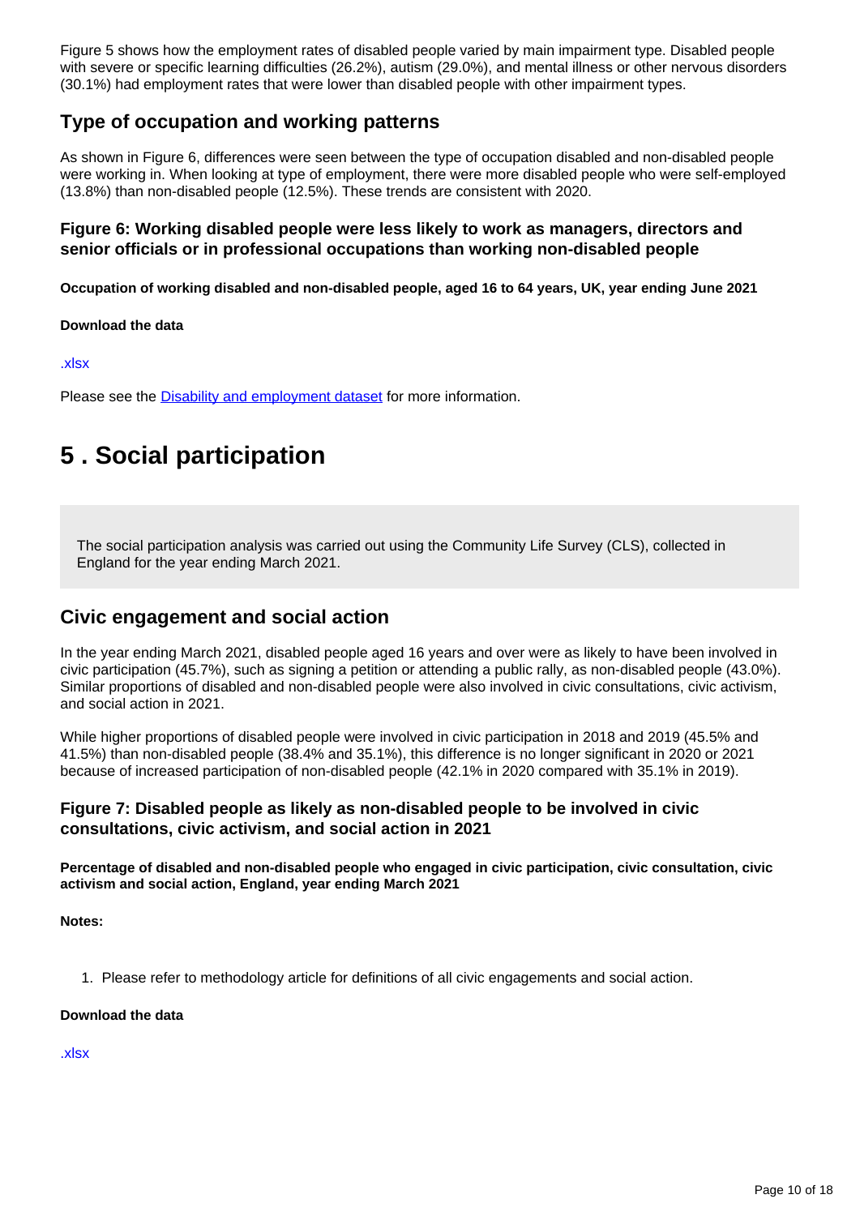Figure 5 shows how the employment rates of disabled people varied by main impairment type. Disabled people with severe or specific learning difficulties (26.2%), autism (29.0%), and mental illness or other nervous disorders (30.1%) had employment rates that were lower than disabled people with other impairment types.

### Type of occupation and working patterns

As shown in Figure 6, differences were seen between the type of occupation disabled and non-disabled people were working in. When looking at type of employment, there were more disabled people who were self-employed (13.8%) than non-disabled people (12.5%). These trends are consistent with 2020.

#### Figure 6: Working disabled people were less likely to work as managers, directors and senior officials or in professional occupations than working non-disabled people

**Occupation of working disabled and non-disabled people, aged 16 to 64 years, UK, year ending June 2021**

**Download the data**

.xlsx

Please see the Disability and employment dataset for more information.

## 5 . Social participation

The social participation analysis was carried out using the Community Life Survey (CLS), collected in England for the year ending March 2021.

### Civic engagement and social action

In the year ending March 2021, disabled people aged 16 years and over were as likely to have been involved in civic participation (45.7%), such as signing a petition or attending a public rally, as non-disabled people (43.0%). Similar proportions of disabled and non-disabled people were also involved in civic consultations, civic activism, and social action in 2021.

While higher proportions of disabled people were involved in civic participation in 2018 and 2019 (45.5% and 41.5%) than non-disabled people (38.4% and 35.1%), this difference is no longer significant in 2020 or 2021 because of increased participation of non-disabled people (42.1% in 2020 compared with 35.1% in 2019).

#### Figure 7: Disabled people as likely as non-disabled people to be involved in civic consultations, civic activism, and social action in 2021

**Percentage of disabled and non-disabled people who engaged in civic participation, civic consultation, civic activism and social action, England, year ending March 2021**

**Notes:**

1. Please refer to methodology article for definitions of all civic engagements and social action.

**Download the data**

.xlsx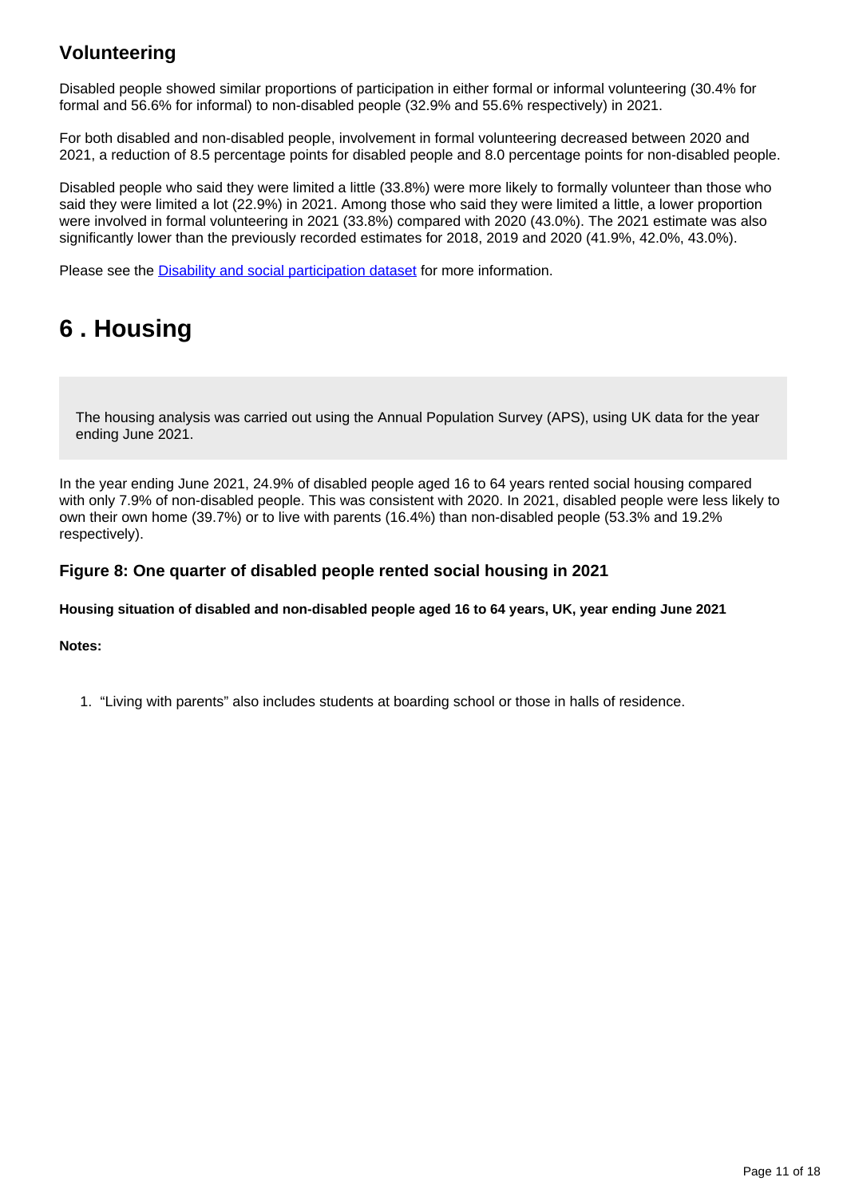### Volunteering

Disabled people showed similar proportions of participation in either formal or informal volunteering (30.4% for formal and 56.6% for informal) to non-disabled people (32.9% and 55.6% respectively) in 2021.

For both disabled and non-disabled people, involvement in formal volunteering decreased between 2020 and 2021, a reduction of 8.5 percentage points for disabled people and 8.0 percentage points for non-disabled people.

Disabled people who said they were limited a little (33.8%) were more likely to formally volunteer than those who said they were limited a lot (22.9%) in 2021. Among those who said they were limited a little, a lower proportion were involved in formal volunteering in 2021 (33.8%) compared with 2020 (43.0%). The 2021 estimate was also significantly lower than the previously recorded estimates for 2018, 2019 and 2020 (41.9%, 42.0%, 43.0%).

Please see the [Disability and social participation dataset] for more information.

## 6 . Housing

The housing analysis was carried out using the Annual Population Survey (APS), using UK data for the year ending June 2021.

In the year ending June 2021, 24.9% of disabled people aged 16 to 64 years rented social housing compared with only 7.9% of non-disabled people. This was consistent with 2020. In 2021, disabled people were less likely to own their own home (39.7%) or to live with parents (16.4%) than non-disabled people (53.3% and 19.2% respectively).

### Figure 8: One quarter of disabled people rented social housing in 2021

**Housing situation of disabled and non-disabled people aged 16 to 64 years, UK, year ending June 2021**

**Notes:**

1. "Living with parents" also includes students at boarding school or those in halls of residence.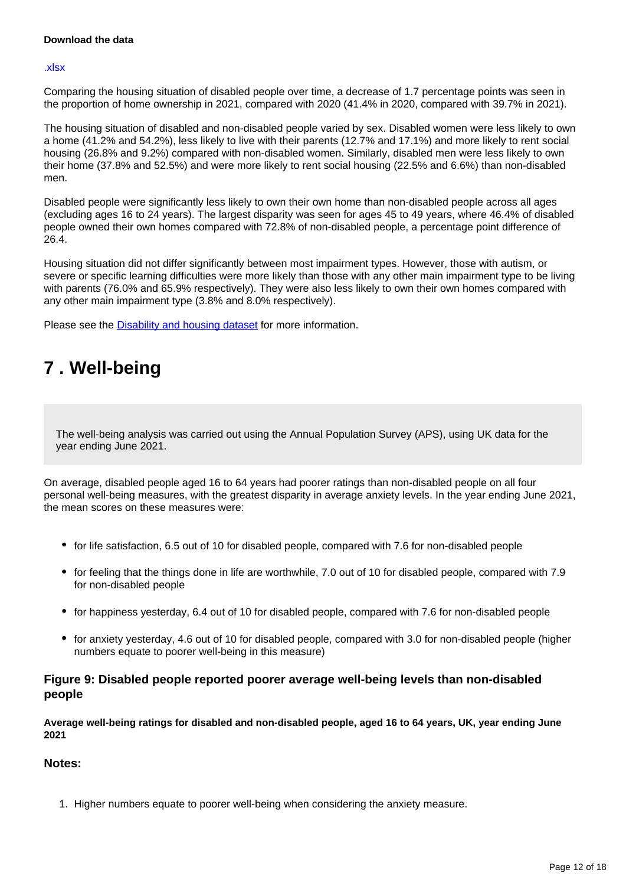**Download the data**

.xlsx

Comparing the housing situation of disabled people over time, a decrease of 1.7 percentage points was seen in the proportion of home ownership in 2021, compared with 2020 (41.4% in 2020, compared with 39.7% in 2021).

The housing situation of disabled and non-disabled people varied by sex. Disabled women were less likely to own a home (41.2% and 54.2%), less likely to live with their parents (12.7% and 17.1%) and more likely to rent social housing (26.8% and 9.2%) compared with non-disabled women. Similarly, disabled men were less likely to own their home (37.8% and 52.5%) and were more likely to rent social housing (22.5% and 6.6%) than non-disabled men.

Disabled people were significantly less likely to own their own home than non-disabled people across all ages (excluding ages 16 to 24 years). The largest disparity was seen for ages 45 to 49 years, where 46.4% of disabled people owned their own homes compared with 72.8% of non-disabled people, a percentage point difference of 26.4.

Housing situation did not differ significantly between most impairment types. However, those with autism, or severe or specific learning difficulties were more likely than those with any other main impairment type to be living with parents (76.0% and 65.9% respectively). They were also less likely to own their own homes compared with any other main impairment type (3.8% and 8.0% respectively).

Please see the Disability and housing dataset for more information.

# 7 . Well-being

The well-being analysis was carried out using the Annual Population Survey (APS), using UK data for the year ending June 2021.

On average, disabled people aged 16 to 64 years had poorer ratings than non-disabled people on all four personal well-being measures, with the greatest disparity in average anxiety levels. In the year ending June 2021, the mean scores on these measures were:

- for life satisfaction, 6.5 out of 10 for disabled people, compared with 7.6 for non-disabled people
- for feeling that the things done in life are worthwhile, 7.0 out of 10 for disabled people, compared with 7.9 for non-disabled people
- for happiness yesterday, 6.4 out of 10 for disabled people, compared with 7.6 for non-disabled people
- for anxiety yesterday, 4.6 out of 10 for disabled people, compared with 3.0 for non-disabled people (higher numbers equate to poorer well-being in this measure)

### Figure 9: Disabled people reported poorer average well-being levels than non-disabled people

**Average well-being ratings for disabled and non-disabled people, aged 16 to 64 years, UK, year ending June 2021**

### Notes:

1. Higher numbers equate to poorer well-being when considering the anxiety measure.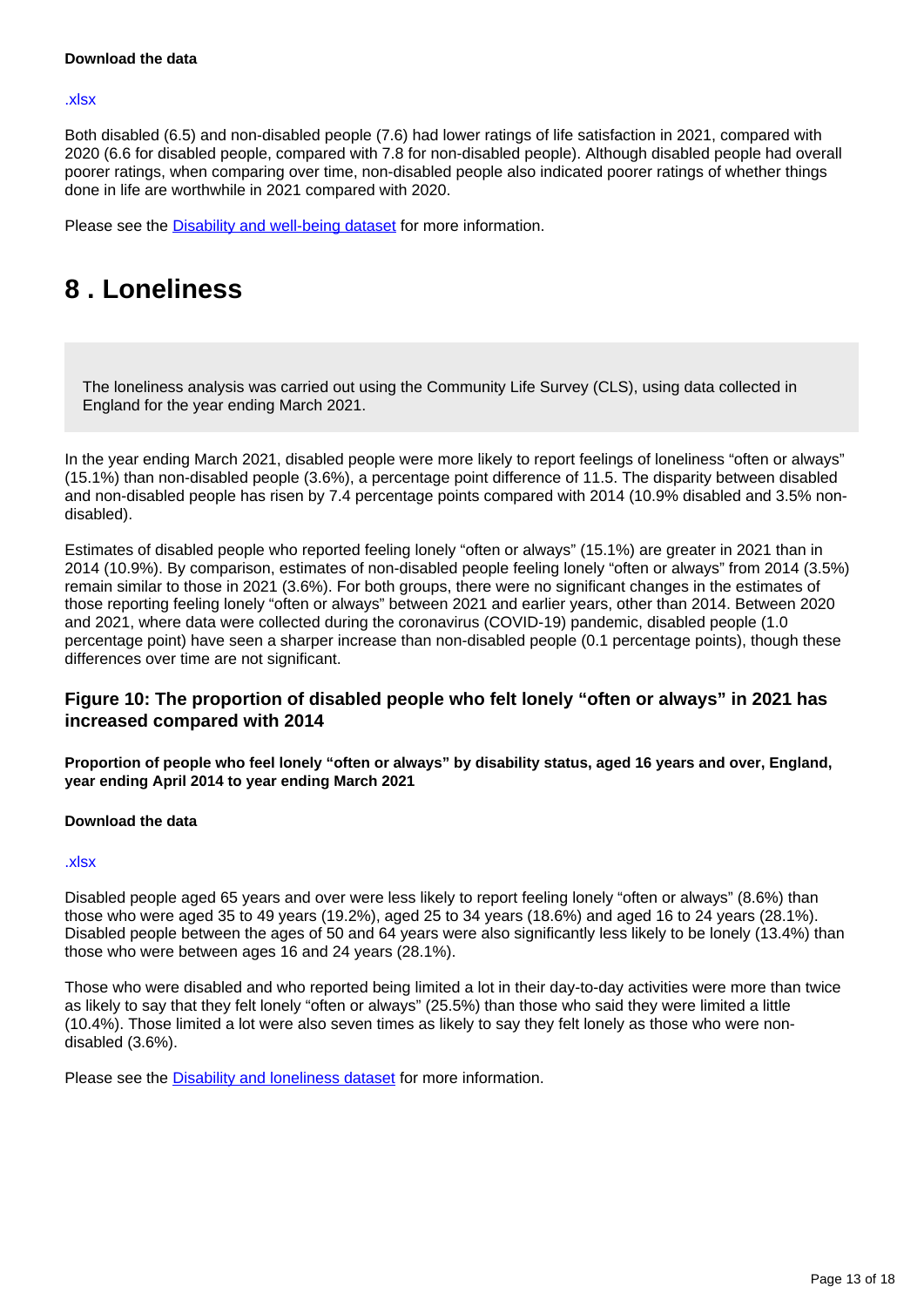**Download the data**

.xlsx

Both disabled (6.5) and non-disabled people (7.6) had lower ratings of life satisfaction in 2021, compared with 2020 (6.6 for disabled people, compared with 7.8 for non-disabled people). Although disabled people had overall poorer ratings, when comparing over time, non-disabled people also indicated poorer ratings of whether things done in life are worthwhile in 2021 compared with 2020.

Please see the [Disability and well-being dataset] for more information.

# 8 . Loneliness

The loneliness analysis was carried out using the Community Life Survey (CLS), using data collected in England for the year ending March 2021.

In the year ending March 2021, disabled people were more likely to report feelings of loneliness "often or always" (15.1%) than non-disabled people (3.6%), a percentage point difference of 11.5. The disparity between disabled and non-disabled people has risen by 7.4 percentage points compared with 2014 (10.9% disabled and 3.5% non-disabled).

Estimates of disabled people who reported feeling lonely "often or always" (15.1%) are greater in 2021 than in 2014 (10.9%). By comparison, estimates of non-disabled people feeling lonely "often or always" from 2014 (3.5%) remain similar to those in 2021 (3.6%). For both groups, there were no significant changes in the estimates of those reporting feeling lonely "often or always" between 2021 and earlier years, other than 2014. Between 2020 and 2021, where data were collected during the coronavirus (COVID-19) pandemic, disabled people (1.0 percentage point) have seen a sharper increase than non-disabled people (0.1 percentage points), though these differences over time are not significant.

### Figure 10: The proportion of disabled people who felt lonely "often or always" in 2021 has increased compared with 2014

**Proportion of people who feel lonely "often or always" by disability status, aged 16 years and over, England, year ending April 2014 to year ending March 2021**

**Download the data**

.xlsx

Disabled people aged 65 years and over were less likely to report feeling lonely "often or always" (8.6%) than those who were aged 35 to 49 years (19.2%), aged 25 to 34 years (18.6%) and aged 16 to 24 years (28.1%). Disabled people between the ages of 50 and 64 years were also significantly less likely to be lonely (13.4%) than those who were between ages 16 and 24 years (28.1%).

Those who were disabled and who reported being limited a lot in their day-to-day activities were more than twice as likely to say that they felt lonely "often or always" (25.5%) than those who said they were limited a little (10.4%). Those limited a lot were also seven times as likely to say they felt lonely as those who were non-disabled (3.6%).

Please see the [Disability and loneliness dataset] for more information.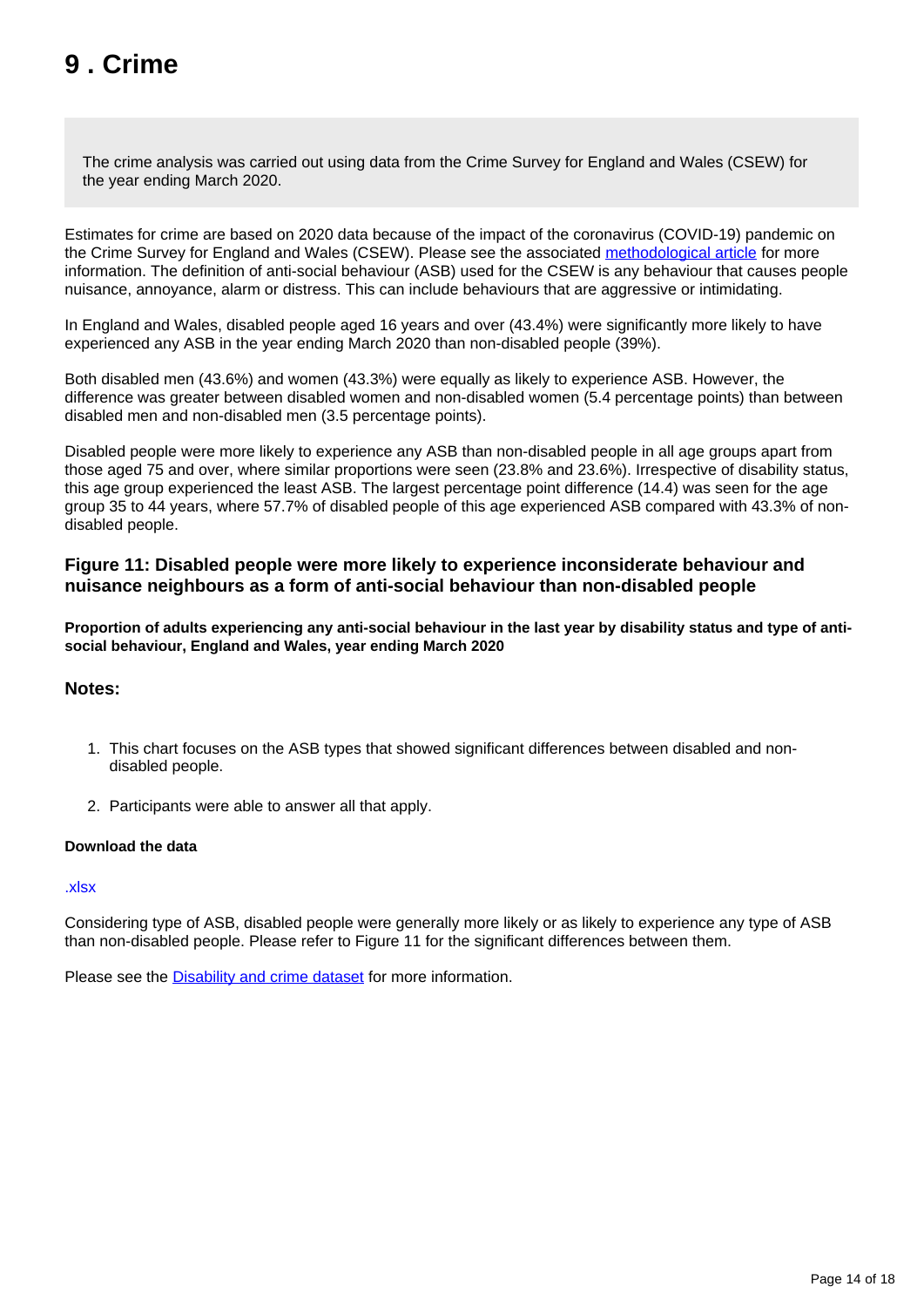# 9 . Crime

The crime analysis was carried out using data from the Crime Survey for England and Wales (CSEW) for the year ending March 2020.

Estimates for crime are based on 2020 data because of the impact of the coronavirus (COVID-19) pandemic on the Crime Survey for England and Wales (CSEW). Please see the associated methodological article for more information. The definition of anti-social behaviour (ASB) used for the CSEW is any behaviour that causes people nuisance, annoyance, alarm or distress. This can include behaviours that are aggressive or intimidating.

In England and Wales, disabled people aged 16 years and over (43.4%) were significantly more likely to have experienced any ASB in the year ending March 2020 than non-disabled people (39%).

Both disabled men (43.6%) and women (43.3%) were equally as likely to experience ASB. However, the difference was greater between disabled women and non-disabled women (5.4 percentage points) than between disabled men and non-disabled men (3.5 percentage points).

Disabled people were more likely to experience any ASB than non-disabled people in all age groups apart from those aged 75 and over, where similar proportions were seen (23.8% and 23.6%). Irrespective of disability status, this age group experienced the least ASB. The largest percentage point difference (14.4) was seen for the age group 35 to 44 years, where 57.7% of disabled people of this age experienced ASB compared with 43.3% of non-disabled people.

### Figure 11: Disabled people were more likely to experience inconsiderate behaviour and nuisance neighbours as a form of anti-social behaviour than non-disabled people

**Proportion of adults experiencing any anti-social behaviour in the last year by disability status and type of anti-social behaviour, England and Wales, year ending March 2020**

### Notes:

1. This chart focuses on the ASB types that showed significant differences between disabled and non-disabled people.
2. Participants were able to answer all that apply.

**Download the data**

.xlsx

Considering type of ASB, disabled people were generally more likely or as likely to experience any type of ASB than non-disabled people. Please refer to Figure 11 for the significant differences between them.

Please see the Disability and crime dataset for more information.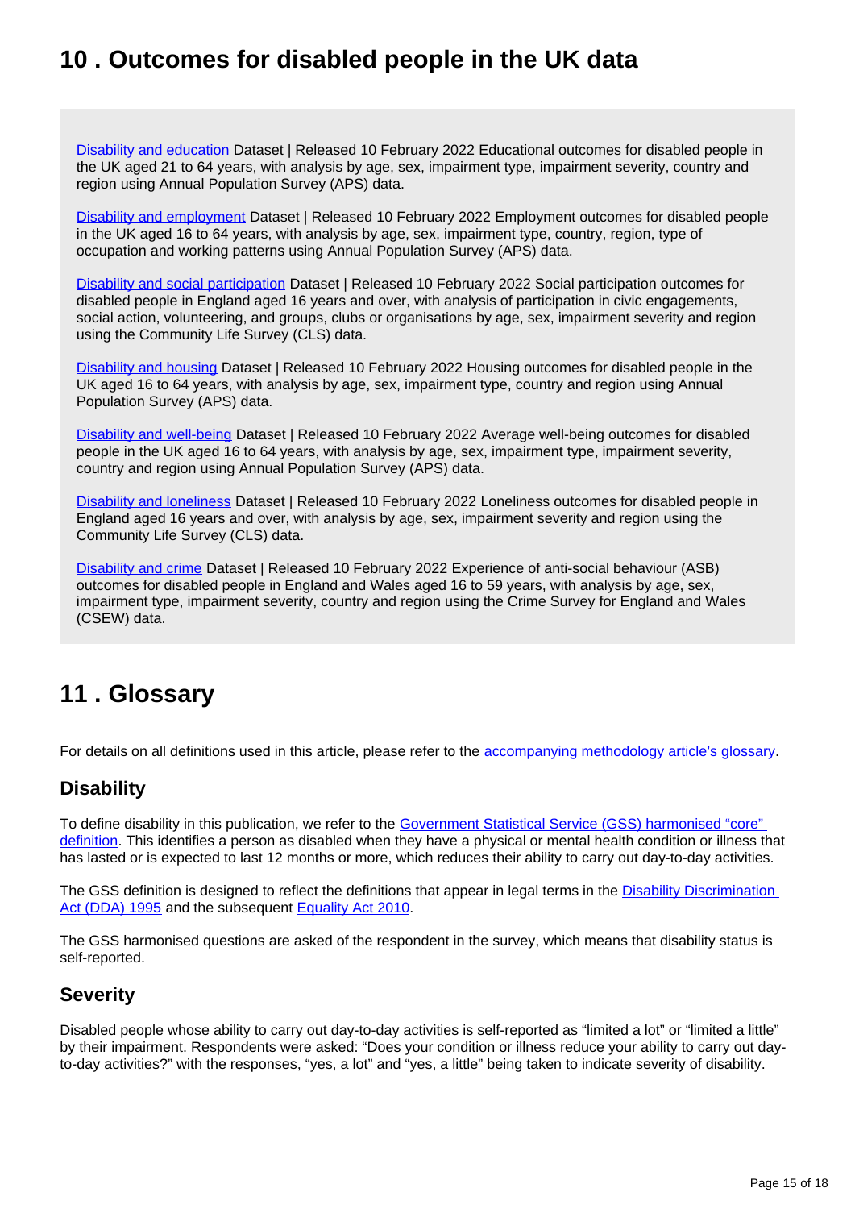## 10 . Outcomes for disabled people in the UK data

Disability and education Dataset | Released 10 February 2022 Educational outcomes for disabled people in the UK aged 21 to 64 years, with analysis by age, sex, impairment type, impairment severity, country and region using Annual Population Survey (APS) data.

Disability and employment Dataset | Released 10 February 2022 Employment outcomes for disabled people in the UK aged 16 to 64 years, with analysis by age, sex, impairment type, country, region, type of occupation and working patterns using Annual Population Survey (APS) data.

Disability and social participation Dataset | Released 10 February 2022 Social participation outcomes for disabled people in England aged 16 years and over, with analysis of participation in civic engagements, social action, volunteering, and groups, clubs or organisations by age, sex, impairment severity and region using the Community Life Survey (CLS) data.

Disability and housing Dataset | Released 10 February 2022 Housing outcomes for disabled people in the UK aged 16 to 64 years, with analysis by age, sex, impairment type, country and region using Annual Population Survey (APS) data.

Disability and well-being Dataset | Released 10 February 2022 Average well-being outcomes for disabled people in the UK aged 16 to 64 years, with analysis by age, sex, impairment type, impairment severity, country and region using Annual Population Survey (APS) data.

Disability and loneliness Dataset | Released 10 February 2022 Loneliness outcomes for disabled people in England aged 16 years and over, with analysis by age, sex, impairment severity and region using the Community Life Survey (CLS) data.

Disability and crime Dataset | Released 10 February 2022 Experience of anti-social behaviour (ASB) outcomes for disabled people in England and Wales aged 16 to 59 years, with analysis by age, sex, impairment type, impairment severity, country and region using the Crime Survey for England and Wales (CSEW) data.

## 11 . Glossary

For details on all definitions used in this article, please refer to the accompanying methodology article's glossary.

### Disability

To define disability in this publication, we refer to the Government Statistical Service (GSS) harmonised "core" definition. This identifies a person as disabled when they have a physical or mental health condition or illness that has lasted or is expected to last 12 months or more, which reduces their ability to carry out day-to-day activities.

The GSS definition is designed to reflect the definitions that appear in legal terms in the Disability Discrimination Act (DDA) 1995 and the subsequent Equality Act 2010.

The GSS harmonised questions are asked of the respondent in the survey, which means that disability status is self-reported.

### Severity

Disabled people whose ability to carry out day-to-day activities is self-reported as "limited a lot" or "limited a little" by their impairment. Respondents were asked: "Does your condition or illness reduce your ability to carry out day-to-day activities?" with the responses, "yes, a lot" and "yes, a little" being taken to indicate severity of disability.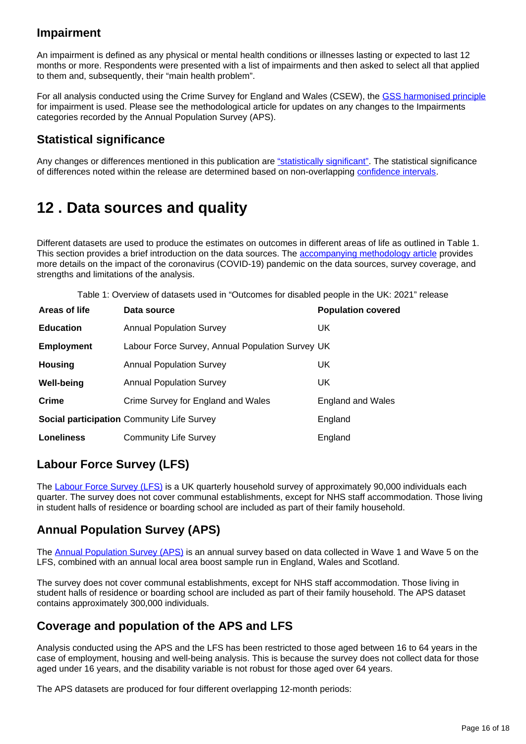### Impairment

An impairment is defined as any physical or mental health conditions or illnesses lasting or expected to last 12 months or more. Respondents were presented with a list of impairments and then asked to select all that applied to them and, subsequently, their "main health problem".

For all analysis conducted using the Crime Survey for England and Wales (CSEW), the GSS harmonised principle for impairment is used. Please see the methodological article for updates on any changes to the Impairments categories recorded by the Annual Population Survey (APS).

### Statistical significance

Any changes or differences mentioned in this publication are "statistically significant". The statistical significance of differences noted within the release are determined based on non-overlapping confidence intervals.

## 12 . Data sources and quality

Different datasets are used to produce the estimates on outcomes in different areas of life as outlined in Table 1. This section provides a brief introduction on the data sources. The accompanying methodology article provides more details on the impact of the coronavirus (COVID-19) pandemic on the data sources, survey coverage, and strengths and limitations of the analysis.

Table 1: Overview of datasets used in "Outcomes for disabled people in the UK: 2021" release

| Areas of life | Data source | Population covered |
|---|---|---|
| **Education** | Annual Population Survey | UK |
| **Employment** | Labour Force Survey, Annual Population Survey | UK |
| **Housing** | Annual Population Survey | UK |
| **Well-being** | Annual Population Survey | UK |
| **Crime** | Crime Survey for England and Wales | England and Wales |
| **Social participation** | Community Life Survey | England |
| **Loneliness** | Community Life Survey | England |

### Labour Force Survey (LFS)

The Labour Force Survey (LFS) is a UK quarterly household survey of approximately 90,000 individuals each quarter. The survey does not cover communal establishments, except for NHS staff accommodation. Those living in student halls of residence or boarding school are included as part of their family household.

### Annual Population Survey (APS)

The Annual Population Survey (APS) is an annual survey based on data collected in Wave 1 and Wave 5 on the LFS, combined with an annual local area boost sample run in England, Wales and Scotland.

The survey does not cover communal establishments, except for NHS staff accommodation. Those living in student halls of residence or boarding school are included as part of their family household. The APS dataset contains approximately 300,000 individuals.

### Coverage and population of the APS and LFS

Analysis conducted using the APS and the LFS has been restricted to those aged between 16 to 64 years in the case of employment, housing and well-being analysis. This is because the survey does not collect data for those aged under 16 years, and the disability variable is not robust for those aged over 64 years.

The APS datasets are produced for four different overlapping 12-month periods: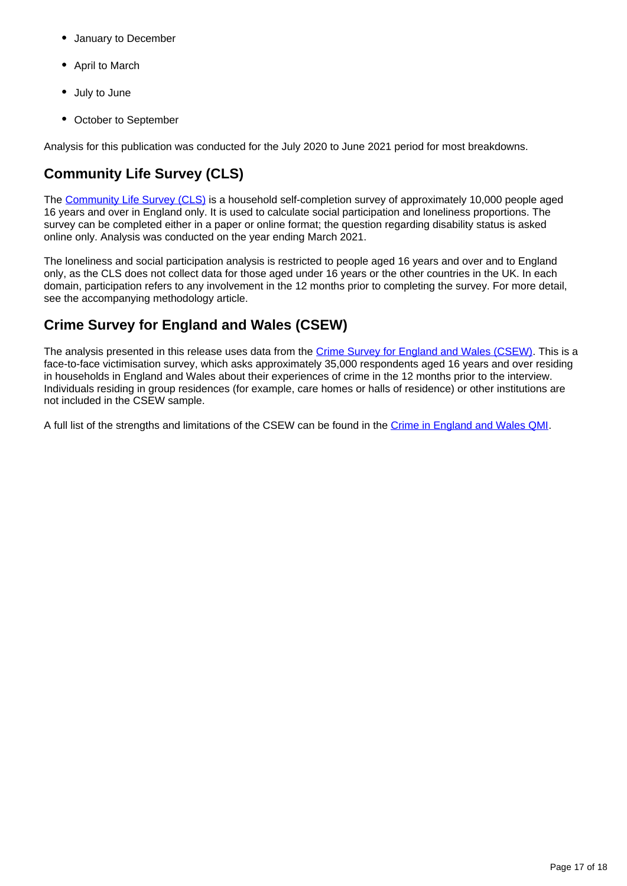- January to December
- April to March
- July to June
- October to September

Analysis for this publication was conducted for the July 2020 to June 2021 period for most breakdowns.

## Community Life Survey (CLS)

The Community Life Survey (CLS) is a household self-completion survey of approximately 10,000 people aged 16 years and over in England only. It is used to calculate social participation and loneliness proportions. The survey can be completed either in a paper or online format; the question regarding disability status is asked online only. Analysis was conducted on the year ending March 2021.

The loneliness and social participation analysis is restricted to people aged 16 years and over and to England only, as the CLS does not collect data for those aged under 16 years or the other countries in the UK. In each domain, participation refers to any involvement in the 12 months prior to completing the survey. For more detail, see the accompanying methodology article.

## Crime Survey for England and Wales (CSEW)

The analysis presented in this release uses data from the Crime Survey for England and Wales (CSEW). This is a face-to-face victimisation survey, which asks approximately 35,000 respondents aged 16 years and over residing in households in England and Wales about their experiences of crime in the 12 months prior to the interview. Individuals residing in group residences (for example, care homes or halls of residence) or other institutions are not included in the CSEW sample.

A full list of the strengths and limitations of the CSEW can be found in the Crime in England and Wales QMI.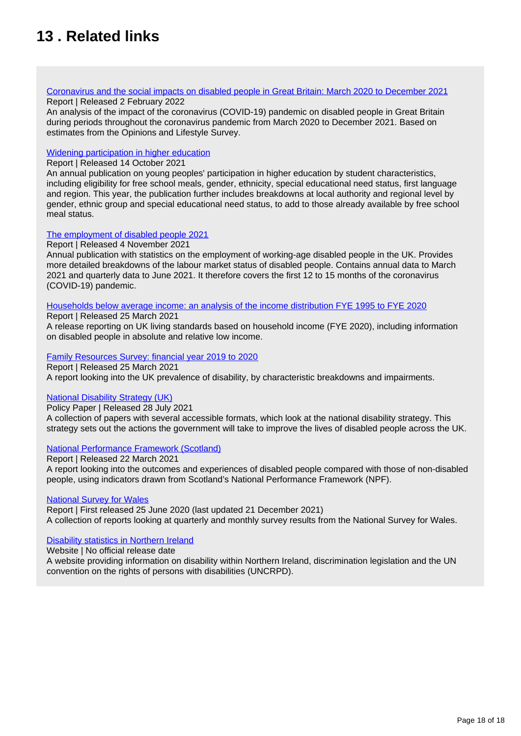## 13 . Related links

[Coronavirus and the social impacts on disabled people in Great Britain: March 2020 to December 2021]
Report | Released 2 February 2022
An analysis of the impact of the coronavirus (COVID-19) pandemic on disabled people in Great Britain during periods throughout the coronavirus pandemic from March 2020 to December 2021. Based on estimates from the Opinions and Lifestyle Survey.

[Widening participation in higher education]
Report | Released 14 October 2021
An annual publication on young peoples' participation in higher education by student characteristics, including eligibility for free school meals, gender, ethnicity, special educational need status, first language and region. This year, the publication further includes breakdowns at local authority and regional level by gender, ethnic group and special educational need status, to add to those already available by free school meal status.

[The employment of disabled people 2021]
Report | Released 4 November 2021
Annual publication with statistics on the employment of working-age disabled people in the UK. Provides more detailed breakdowns of the labour market status of disabled people. Contains annual data to March 2021 and quarterly data to June 2021. It therefore covers the first 12 to 15 months of the coronavirus (COVID-19) pandemic.

[Households below average income: an analysis of the income distribution FYE 1995 to FYE 2020]
Report | Released 25 March 2021
A release reporting on UK living standards based on household income (FYE 2020), including information on disabled people in absolute and relative low income.

[Family Resources Survey: financial year 2019 to 2020]
Report | Released 25 March 2021
A report looking into the UK prevalence of disability, by characteristic breakdowns and impairments.

[National Disability Strategy (UK)]
Policy Paper | Released 28 July 2021
A collection of papers with several accessible formats, which look at the national disability strategy. This strategy sets out the actions the government will take to improve the lives of disabled people across the UK.

[National Performance Framework (Scotland)]
Report | Released 22 March 2021
A report looking into the outcomes and experiences of disabled people compared with those of non-disabled people, using indicators drawn from Scotland's National Performance Framework (NPF).

[National Survey for Wales]
Report | First released 25 June 2020 (last updated 21 December 2021)
A collection of reports looking at quarterly and monthly survey results from the National Survey for Wales.

[Disability statistics in Northern Ireland]
Website | No official release date
A website providing information on disability within Northern Ireland, discrimination legislation and the UN convention on the rights of persons with disabilities (UNCRPD).